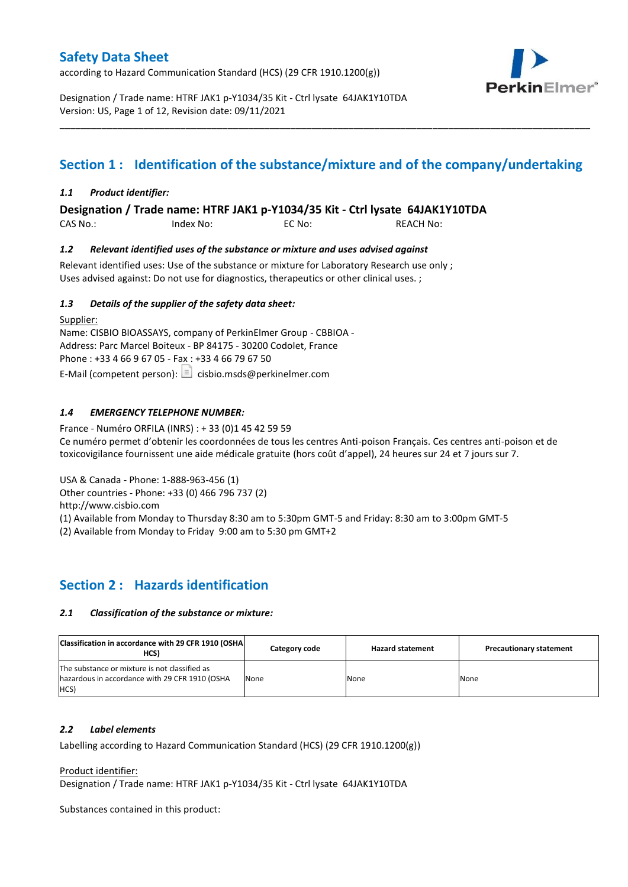# Safety Data Sheet

according to Hazard Communication Standard (HCS) (29 CFR 1910.1200(g))

Designation / Trade name: HTRF JAK1 p-Y1034/35 Kit - Ctrl lysate 64JAK1Y10TDA
Version: US, Page 1 of 12, Revision date: 09/11/2021

## Section 1 : Identification of the substance/mixture and of the company/undertaking

### *1.1 Product identifier:*

**Designation / Trade name: HTRF JAK1 p-Y1034/35 Kit - Ctrl lysate 64JAK1Y10TDA**

CAS No.: Index No: EC No: REACH No:

### *1.2 Relevant identified uses of the substance or mixture and uses advised against*

Relevant identified uses: Use of the substance or mixture for Laboratory Research use only ;
Uses advised against: Do not use for diagnostics, therapeutics or other clinical uses. ;

### *1.3 Details of the supplier of the safety data sheet:*

Supplier:
Name: CISBIO BIOASSAYS, company of PerkinElmer Group - CBBIOA -
Address: Parc Marcel Boiteux - BP 84175 - 30200 Codolet, France
Phone : +33 4 66 9 67 05 - Fax : +33 4 66 79 67 50
E-Mail (competent person): cisbio.msds@perkinelmer.com

### *1.4 EMERGENCY TELEPHONE NUMBER:*

France - Numéro ORFILA (INRS) : + 33 (0)1 45 42 59 59
Ce numéro permet d'obtenir les coordonnées de tous les centres Anti-poison Français. Ces centres anti-poison et de toxicovigilance fournissent une aide médicale gratuite (hors coût d'appel), 24 heures sur 24 et 7 jours sur 7.

USA & Canada - Phone: 1-888-963-456 (1)
Other countries - Phone: +33 (0) 466 796 737 (2)
http://www.cisbio.com
(1) Available from Monday to Thursday 8:30 am to 5:30pm GMT-5 and Friday: 8:30 am to 3:00pm GMT-5
(2) Available from Monday to Friday 9:00 am to 5:30 pm GMT+2

## Section 2 : Hazards identification

### *2.1 Classification of the substance or mixture:*

| Classification in accordance with 29 CFR 1910 (OSHA HCS) | Category code | Hazard statement | Precautionary statement |
|---|---|---|---|
| The substance or mixture is not classified as hazardous in accordance with 29 CFR 1910 (OSHA HCS) | None | None | None |

### *2.2 Label elements*

Labelling according to Hazard Communication Standard (HCS) (29 CFR 1910.1200(g))

Product identifier:
Designation / Trade name: HTRF JAK1 p-Y1034/35 Kit - Ctrl lysate 64JAK1Y10TDA

Substances contained in this product: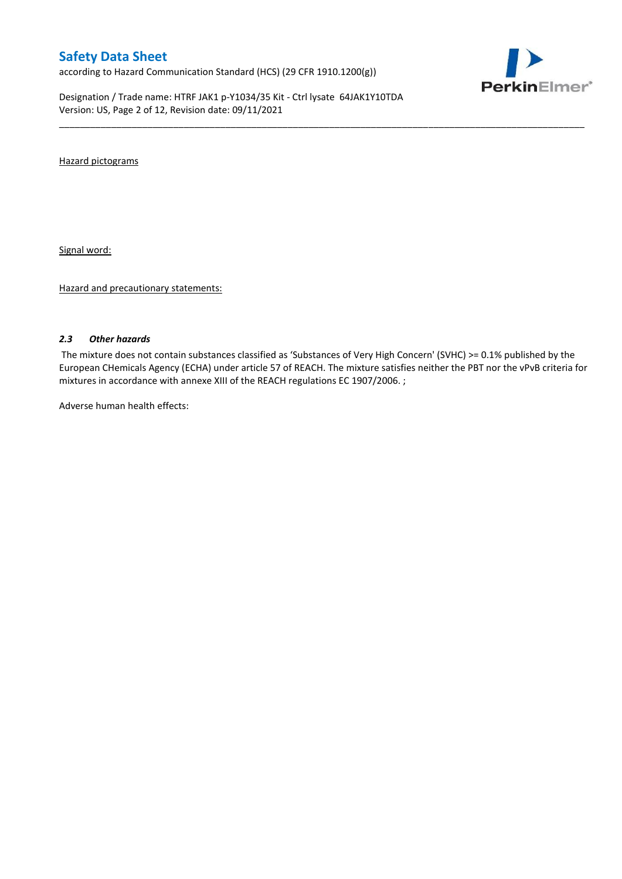Hazard pictograms

Signal word:

Hazard and precautionary statements:

### *2.3 Other hazards*

The mixture does not contain substances classified as 'Substances of Very High Concern' (SVHC) >= 0.1% published by the European CHemicals Agency (ECHA) under article 57 of REACH. The mixture satisfies neither the PBT nor the vPvB criteria for mixtures in accordance with annexe XIII of the REACH regulations EC 1907/2006. ;

Adverse human health effects: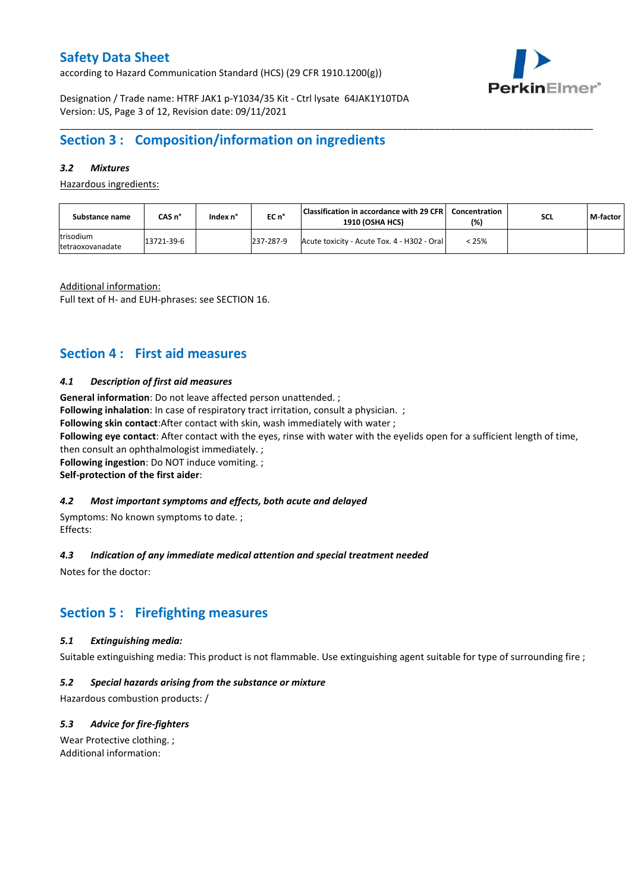## Section 3 : Composition/information on ingredients

### *3.2 Mixtures*

Hazardous ingredients:

| Substance name | CAS n° | Index n° | EC n° | Classification in accordance with 29 CFR 1910 (OSHA HCS) | Concentration (%) | SCL | M-factor |
|---|---|---|---|---|---|---|---|
| trisodium tetraoxovanadate | 13721-39-6 | | 237-287-9 | Acute toxicity - Acute Tox. 4 - H302 - Oral | < 25% | | |

Additional information:
Full text of H- and EUH-phrases: see SECTION 16.

## Section 4 : First aid measures

### *4.1 Description of first aid measures*

**General information**: Do not leave affected person unattended. ;
**Following inhalation**: In case of respiratory tract irritation, consult a physician. ;
**Following skin contact**:After contact with skin, wash immediately with water ;
**Following eye contact**: After contact with the eyes, rinse with water with the eyelids open for a sufficient length of time, then consult an ophthalmologist immediately. ;
**Following ingestion**: Do NOT induce vomiting. ;
**Self-protection of the first aider**:

### *4.2 Most important symptoms and effects, both acute and delayed*

Symptoms: No known symptoms to date. ;
Effects:

### *4.3 Indication of any immediate medical attention and special treatment needed*

Notes for the doctor:

## Section 5 : Firefighting measures

### *5.1 Extinguishing media:*

Suitable extinguishing media: This product is not flammable. Use extinguishing agent suitable for type of surrounding fire ;

### *5.2 Special hazards arising from the substance or mixture*

Hazardous combustion products: /

### *5.3 Advice for fire-fighters*

Wear Protective clothing. ;
Additional information: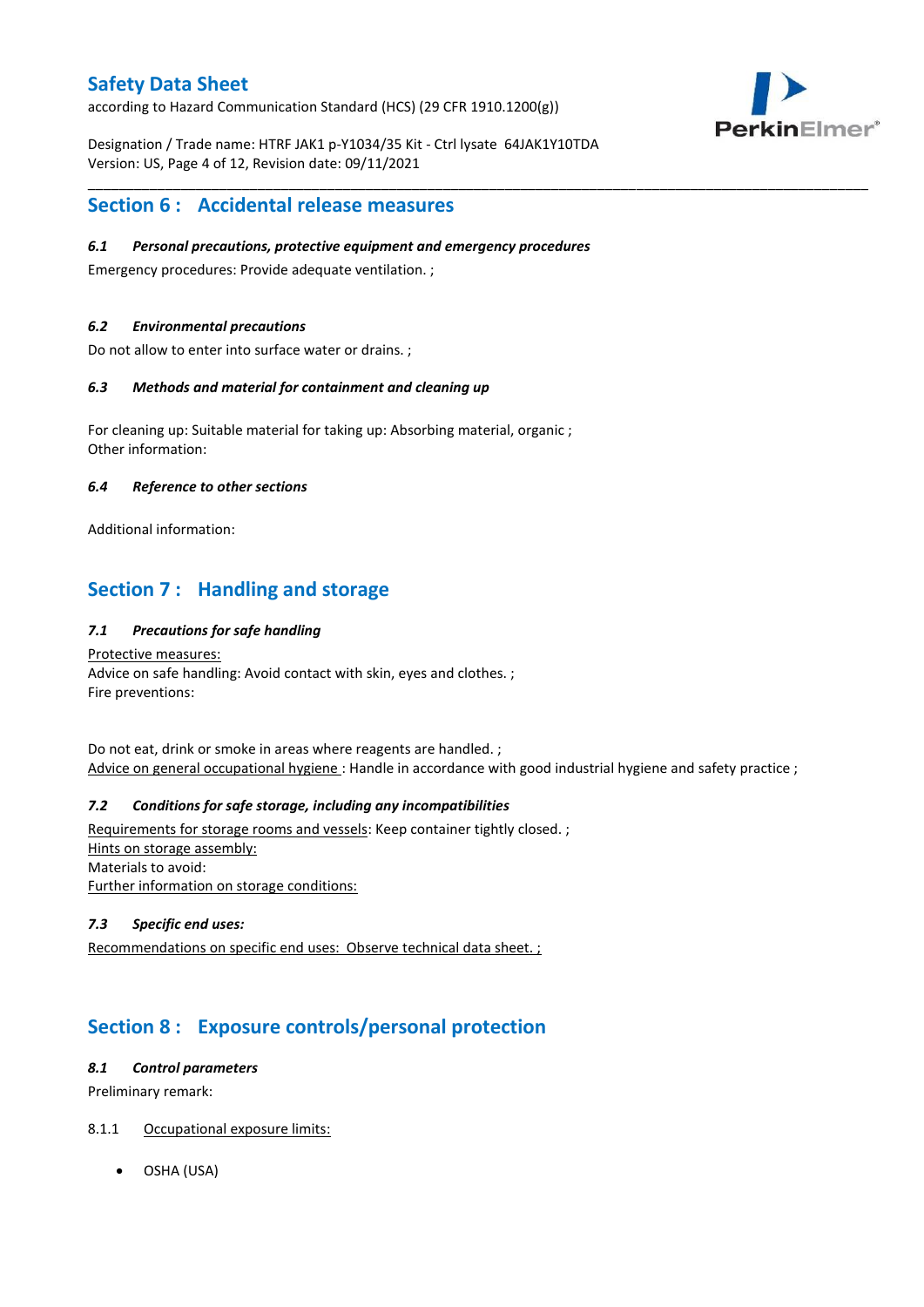## Section 6 : Accidental release measures

### *6.1 Personal precautions, protective equipment and emergency procedures*

Emergency procedures: Provide adequate ventilation. ;

### *6.2 Environmental precautions*

Do not allow to enter into surface water or drains. ;

### *6.3 Methods and material for containment and cleaning up*

For cleaning up: Suitable material for taking up: Absorbing material, organic ;
Other information:

### *6.4 Reference to other sections*

Additional information:

## Section 7 : Handling and storage

### *7.1 Precautions for safe handling*

Protective measures:
Advice on safe handling: Avoid contact with skin, eyes and clothes. ;
Fire preventions:

Do not eat, drink or smoke in areas where reagents are handled. ;
Advice on general occupational hygiene : Handle in accordance with good industrial hygiene and safety practice ;

### *7.2 Conditions for safe storage, including any incompatibilities*

Requirements for storage rooms and vessels: Keep container tightly closed. ;
Hints on storage assembly:
Materials to avoid:
Further information on storage conditions:

### *7.3 Specific end uses:*

Recommendations on specific end uses: Observe technical data sheet. ;

## Section 8 : Exposure controls/personal protection

### *8.1 Control parameters*

Preliminary remark:

8.1.1 Occupational exposure limits:

- OSHA (USA)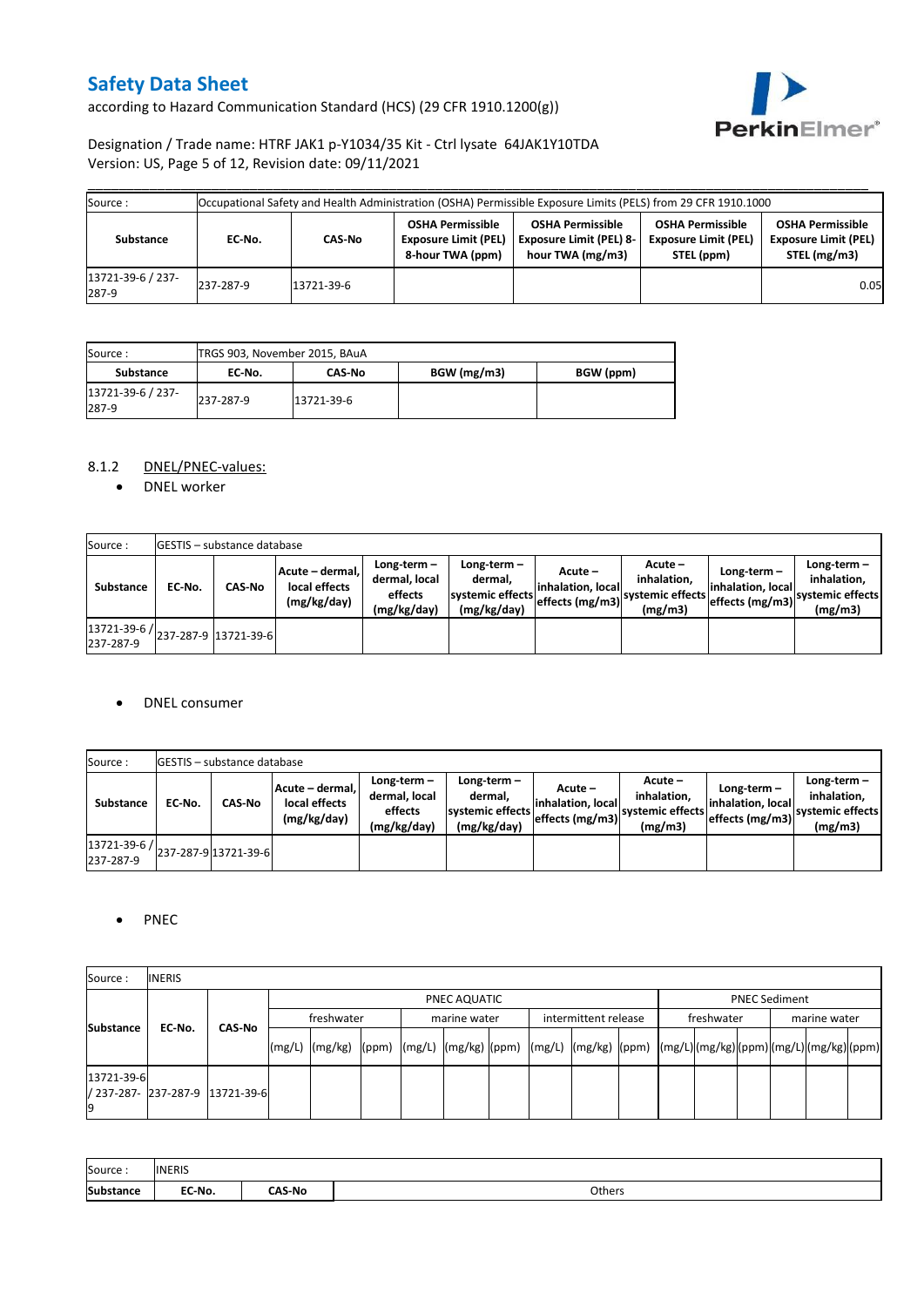# Safety Data Sheet

according to Hazard Communication Standard (HCS) (29 CFR 1910.1200(g))

Designation / Trade name: HTRF JAK1 p-Y1034/35 Kit - Ctrl lysate 64JAK1Y10TDA
Version: US, Page 5 of 12, Revision date: 09/11/2021

| Source : | Occupational Safety and Health Administration (OSHA) Permissible Exposure Limits (PELS) from 29 CFR 1910.1000 | | | | | |
|---|---|---|---|---|---|---|
| **Substance** | **EC-No.** | **CAS-No** | **OSHA Permissible Exposure Limit (PEL) 8-hour TWA (ppm)** | **OSHA Permissible Exposure Limit (PEL) 8-hour TWA (mg/m3)** | **OSHA Permissible Exposure Limit (PEL) STEL (ppm)** | **OSHA Permissible Exposure Limit (PEL) STEL (mg/m3)** |
| 13721-39-6 / 237-287-9 | 237-287-9 | 13721-39-6 | | | | 0.05 |

| Source : | TRGS 903, November 2015, BAuA | | | |
|---|---|---|---|---|
| **Substance** | **EC-No.** | **CAS-No** | **BGW (mg/m3)** | **BGW (ppm)** |
| 13721-39-6 / 237-287-9 | 237-287-9 | 13721-39-6 | | |

8.1.2 DNEL/PNEC-values:

- DNEL worker

| Source : | GESTIS – substance database | | | | | | | | |
|---|---|---|---|---|---|---|---|---|---|
| **Substance** | **EC-No.** | **CAS-No** | **Acute – dermal, local effects (mg/kg/day)** | **Long-term – dermal, local effects (mg/kg/day)** | **Long-term – dermal, systemic effects (mg/kg/day)** | **Acute – inhalation, local effects (mg/m3)** | **Acute – inhalation, systemic effects (mg/m3)** | **Long-term – inhalation, local effects (mg/m3)** | **Long-term – inhalation, systemic effects (mg/m3)** |
| 13721-39-6 / 237-287-9 | 237-287-9 | 13721-39-6 | | | | | | | |

- DNEL consumer

| Source : | GESTIS – substance database | | | | | | | | |
|---|---|---|---|---|---|---|---|---|---|
| **Substance** | **EC-No.** | **CAS-No** | **Acute – dermal, local effects (mg/kg/day)** | **Long-term – dermal, local effects (mg/kg/day)** | **Long-term – dermal, systemic effects (mg/kg/day)** | **Acute – inhalation, local effects (mg/m3)** | **Acute – inhalation, systemic effects (mg/m3)** | **Long-term – inhalation, local effects (mg/m3)** | **Long-term – inhalation, systemic effects (mg/m3)** |
| 13721-39-6 / 237-287-9 | 237-287-9 | 13721-39-6 | | | | | | | |

- PNEC

| Source : | INERIS | | | | | | | | | | | | | | | | | |
|---|---|---|---|---|---|---|---|---|---|---|---|---|---|---|---|---|---|---|
| **Substance** | **EC-No.** | **CAS-No** | PNEC AQUATIC | | | | | | | | | PNEC Sediment | | | | | |
| | | | freshwater | | | marine water | | | intermittent release | | | freshwater | | | marine water | | |
| | | | (mg/L) | (mg/kg) | (ppm) | (mg/L) | (mg/kg) | (ppm) | (mg/L) | (mg/kg) | (ppm) | (mg/L) | (mg/kg) | (ppm) | (mg/L) | (mg/kg) | (ppm) |
| 13721-39-6 / 237-287-9 | 237-287-9 | 13721-39-6 | | | | | | | | | | | | | | | |

| Source : | INERIS | | |
|---|---|---|---|
| **Substance** | **EC-No.** | **CAS-No** | Others |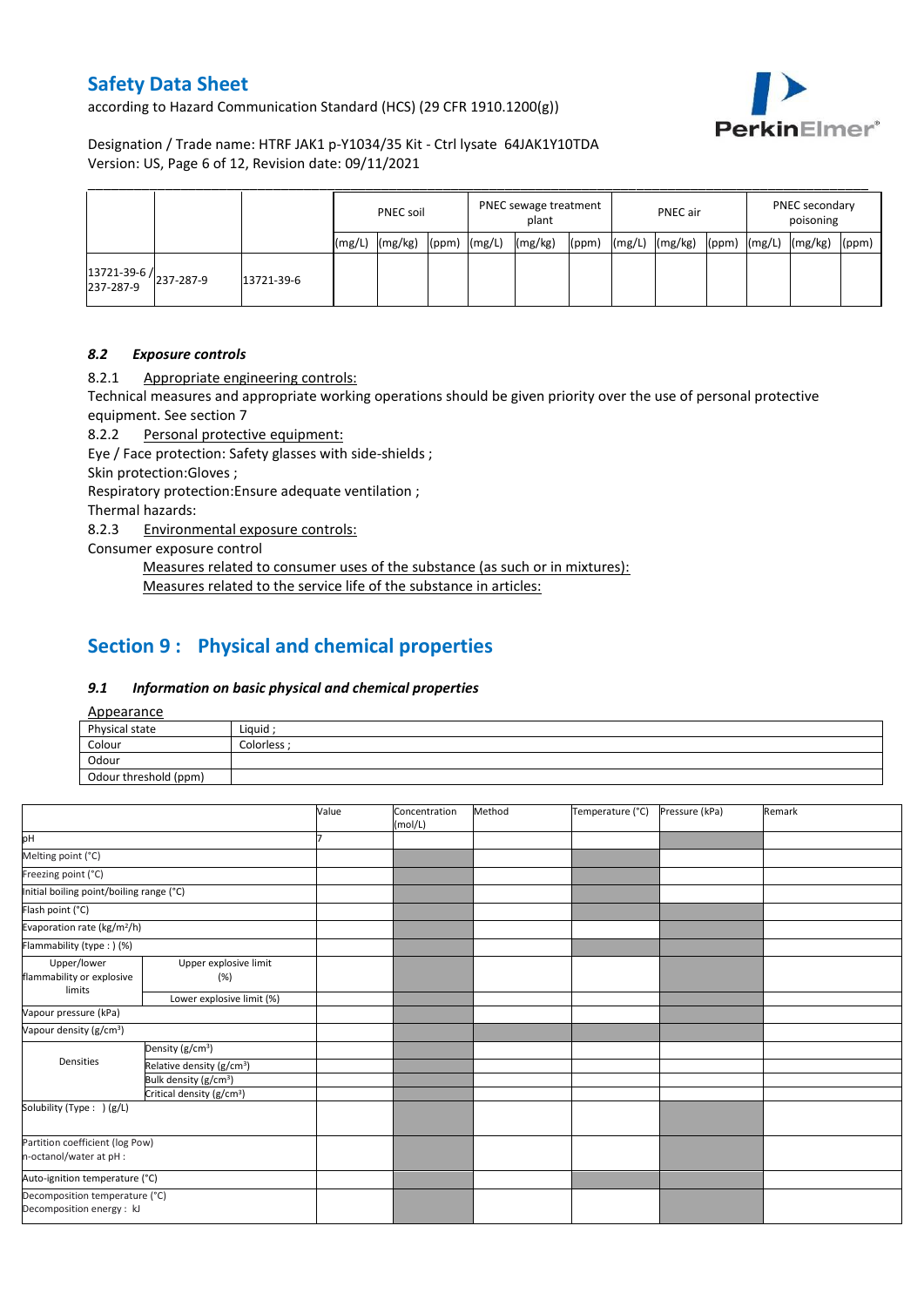| | | | PNEC soil | | | PNEC sewage treatment plant | | | PNEC air | | | PNEC secondary poisoning | | |
|---|---|---|---|---|---|---|---|---|---|---|---|---|---|---|
| | | | (mg/L) | (mg/kg) | (ppm) | (mg/L) | (mg/kg) | (ppm) | (mg/L) | (mg/kg) | (ppm) | (mg/L) | (mg/kg) | (ppm) |
| 13721-39-6 / 237-287-9 | 237-287-9 | 13721-39-6 | | | | | | | | | | | | |

### *8.2 Exposure controls*

8.2.1 Appropriate engineering controls:

Technical measures and appropriate working operations should be given priority over the use of personal protective equipment. See section 7

8.2.2 Personal protective equipment:

Eye / Face protection: Safety glasses with side-shields ;

Skin protection:Gloves ;

Respiratory protection:Ensure adequate ventilation ;

Thermal hazards:

8.2.3 Environmental exposure controls:

Consumer exposure control

Measures related to consumer uses of the substance (as such or in mixtures):

Measures related to the service life of the substance in articles:

## Section 9 : Physical and chemical properties

### *9.1 Information on basic physical and chemical properties*

Appearance

| | |
|---|---|
| Physical state | Liquid ; |
| Colour | Colorless ; |
| Odour | |
| Odour threshold (ppm) | |

| | | Value | Concentration (mol/L) | Method | Temperature (°C) | Pressure (kPa) | Remark |
|---|---|---|---|---|---|---|---|
| pH | | 7 | | | | | |
| Melting point (°C) | | | | | | | |
| Freezing point (°C) | | | | | | | |
| Initial boiling point/boiling range (°C) | | | | | | | |
| Flash point (°C) | | | | | | | |
| Evaporation rate (kg/m²/h) | | | | | | | |
| Flammability (type : ) (%) | | | | | | | |
| Upper/lower flammability or explosive limits | Upper explosive limit (%) | | | | | | |
| | Lower explosive limit (%) | | | | | | |
| Vapour pressure (kPa) | | | | | | | |
| Vapour density (g/cm³) | | | | | | | |
| Densities | Density (g/cm³) | | | | | | |
| | Relative density (g/cm³) | | | | | | |
| | Bulk density (g/cm³) | | | | | | |
| | Critical density (g/cm³) | | | | | | |
| Solubility (Type : ) (g/L) | | | | | | | |
| Partition coefficient (log Pow) n-octanol/water at pH : | | | | | | | |
| Auto-ignition temperature (°C) | | | | | | | |
| Decomposition temperature (°C) Decomposition energy : kJ | | | | | | | |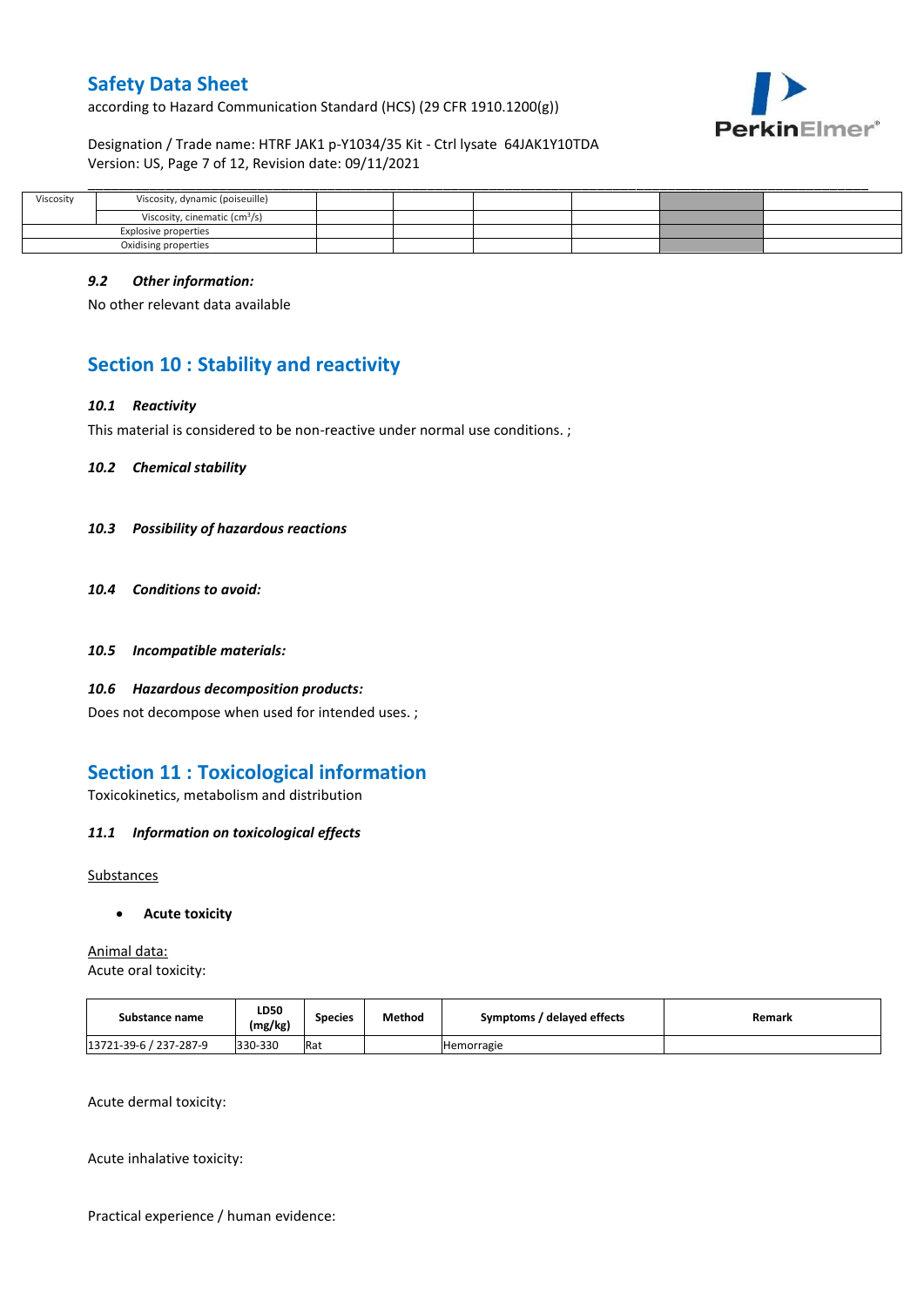| Viscosity | Viscosity, dynamic (poiseuille) | | | | | | |
|---|---|---|---|---|---|---|---|
| | Viscosity, cinematic (cm³/s) | | | | | | |
| Explosive properties | | | | | | | |
| Oxidising properties | | | | | | | |

### 9.2 *Other information:*

No other relevant data available

## Section 10 : Stability and reactivity

### 10.1 *Reactivity*

This material is considered to be non-reactive under normal use conditions. ;

### 10.2 *Chemical stability*

### 10.3 *Possibility of hazardous reactions*

### 10.4 *Conditions to avoid:*

### 10.5 *Incompatible materials:*

### 10.6 *Hazardous decomposition products:*

Does not decompose when used for intended uses. ;

## Section 11 : Toxicological information

Toxicokinetics, metabolism and distribution

### 11.1 *Information on toxicological effects*

Substances

- **Acute toxicity**

Animal data:

Acute oral toxicity:

| Substance name | LD50 (mg/kg) | Species | Method | Symptoms / delayed effects | Remark |
|---|---|---|---|---|---|
| 13721-39-6 / 237-287-9 | 330-330 | Rat | | Hemorragie | |

Acute dermal toxicity:

Acute inhalative toxicity:

Practical experience / human evidence: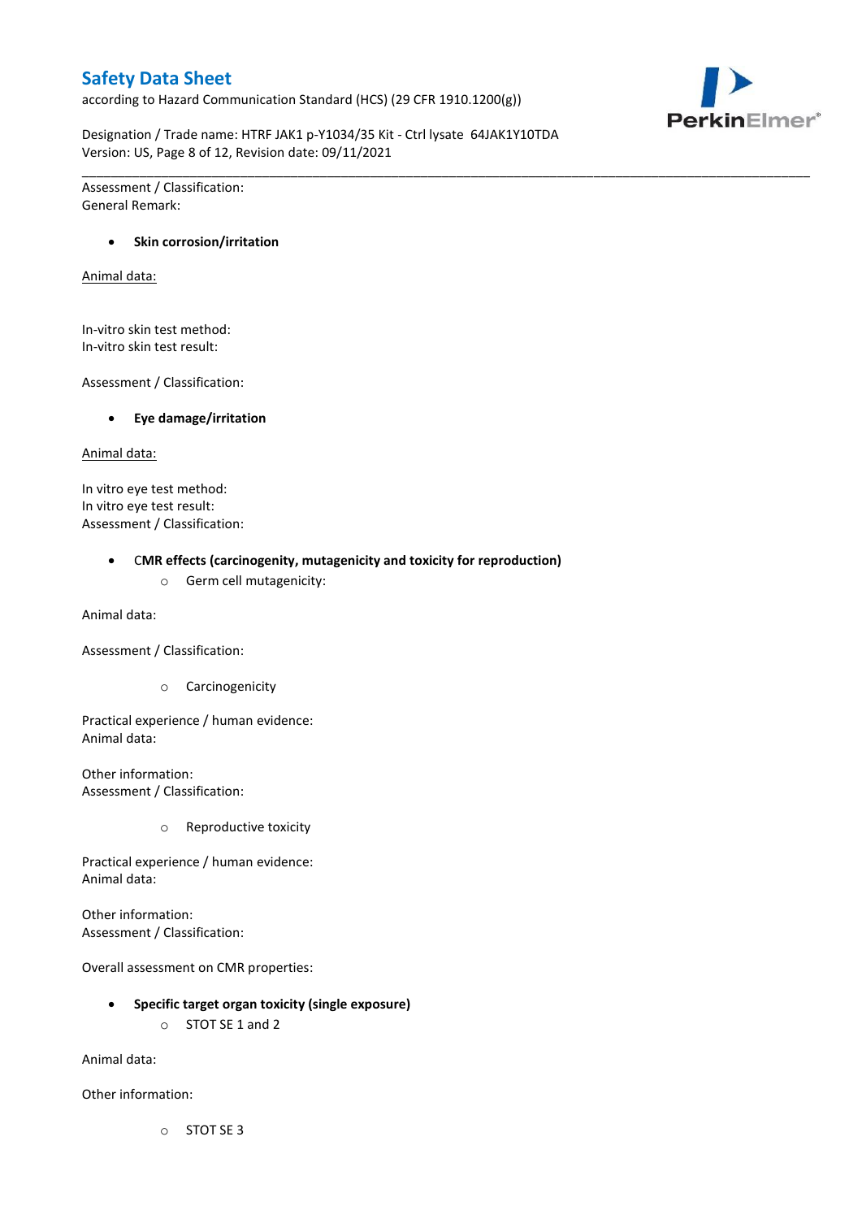Assessment / Classification:
General Remark:

- **Skin corrosion/irritation**

<u>Animal data:</u>

In-vitro skin test method:
In-vitro skin test result:

Assessment / Classification:

- **Eye damage/irritation**

<u>Animal data:</u>

In vitro eye test method:
In vitro eye test result:
Assessment / Classification:

- **CMR effects (carcinogenity, mutagenicity and toxicity for reproduction)**
    - Germ cell mutagenicity:

Animal data:

Assessment / Classification:

- 
    - Carcinogenicity

Practical experience / human evidence:
Animal data:

Other information:
Assessment / Classification:

- 
    - Reproductive toxicity

Practical experience / human evidence:
Animal data:

Other information:
Assessment / Classification:

Overall assessment on CMR properties:

- **Specific target organ toxicity (single exposure)**
    - STOT SE 1 and 2

Animal data:

Other information:

- 
    - STOT SE 3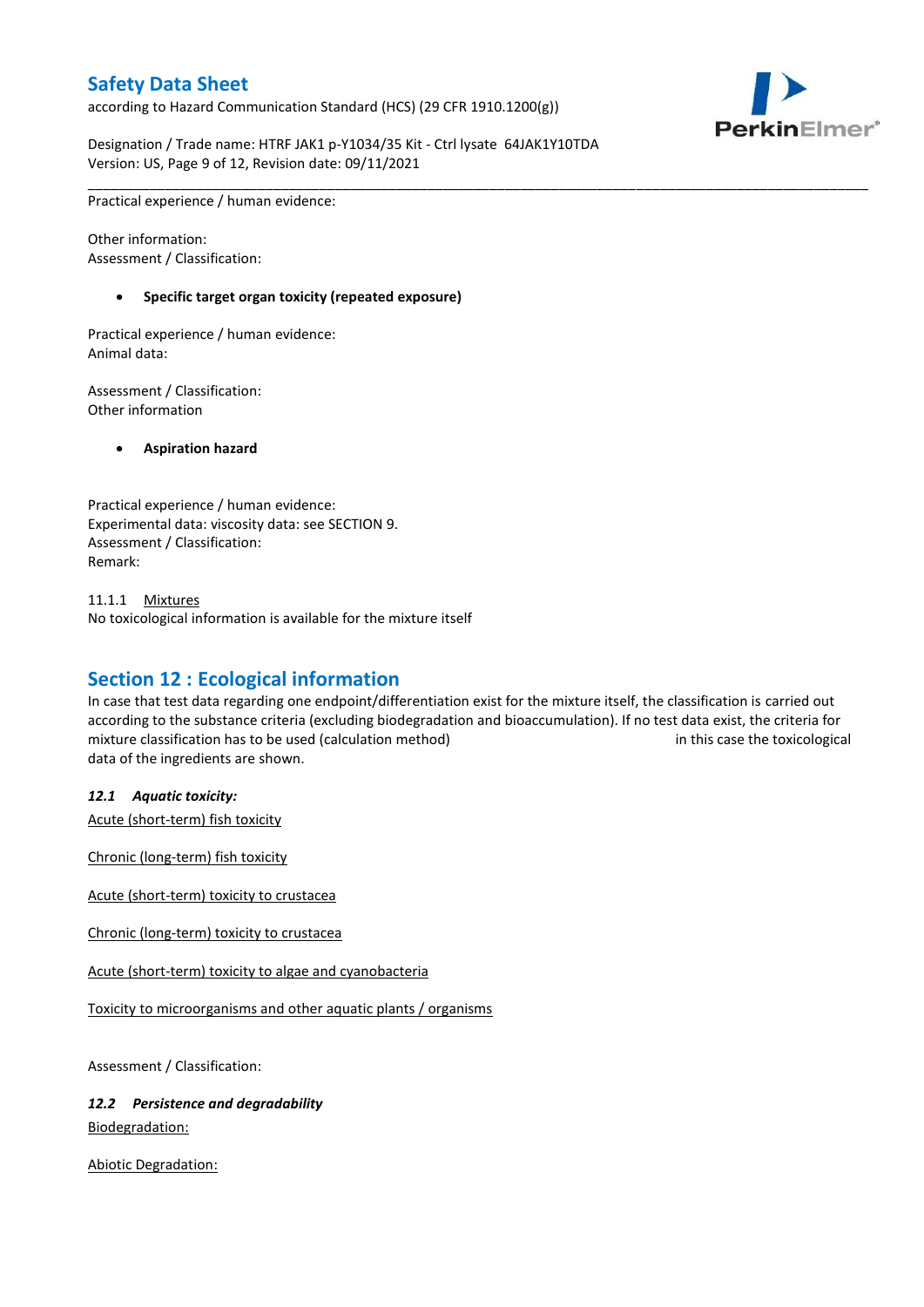Practical experience / human evidence:

Other information:
Assessment / Classification:

- **Specific target organ toxicity (repeated exposure)**

Practical experience / human evidence:
Animal data:

Assessment / Classification:
Other information

- **Aspiration hazard**

Practical experience / human evidence:
Experimental data: viscosity data: see SECTION 9.
Assessment / Classification:
Remark:

11.1.1 Mixtures
No toxicological information is available for the mixture itself

## Section 12 : Ecological information

In case that test data regarding one endpoint/differentiation exist for the mixture itself, the classification is carried out according to the substance criteria (excluding biodegradation and bioaccumulation). If no test data exist, the criteria for mixture classification has to be used (calculation method) in this case the toxicological data of the ingredients are shown.

### *12.1 Aquatic toxicity:*

Acute (short-term) fish toxicity

Chronic (long-term) fish toxicity

Acute (short-term) toxicity to crustacea

Chronic (long-term) toxicity to crustacea

Acute (short-term) toxicity to algae and cyanobacteria

Toxicity to microorganisms and other aquatic plants / organisms

Assessment / Classification:

### *12.2 Persistence and degradability*

Biodegradation:

Abiotic Degradation: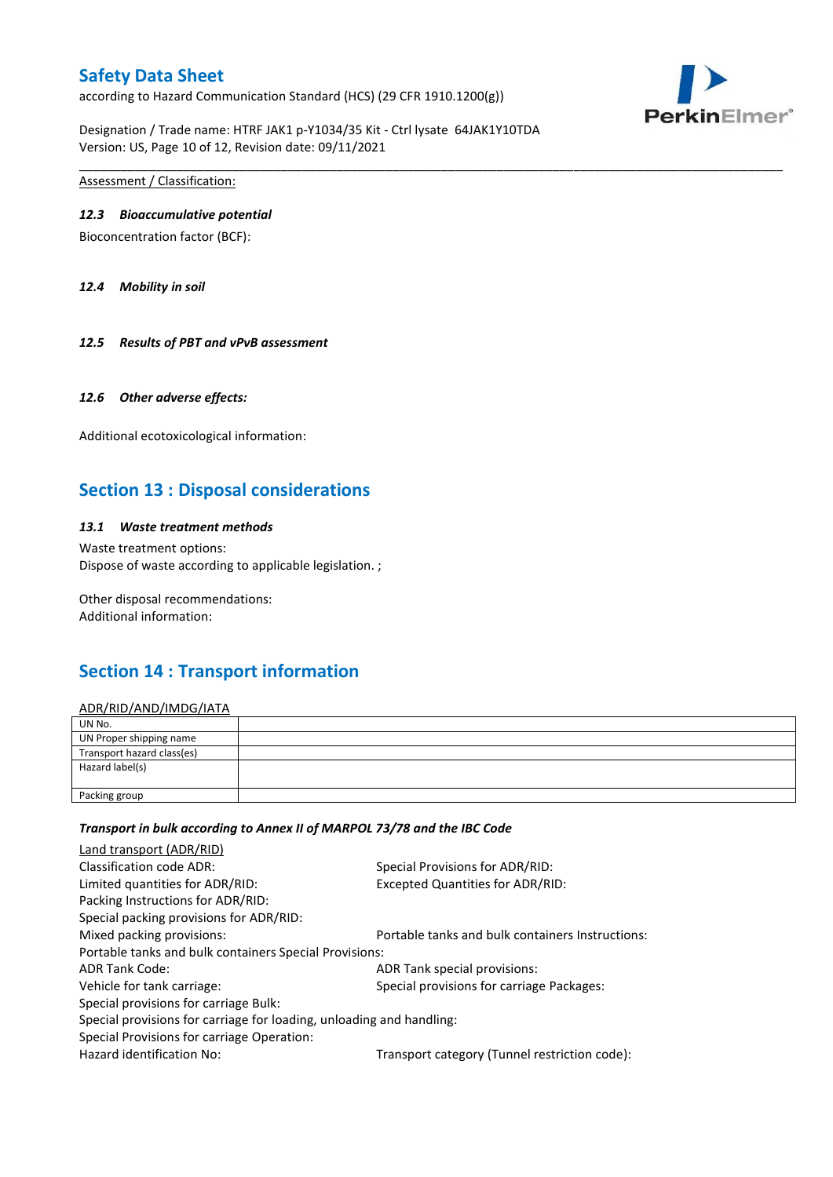Assessment / Classification:

#### *12.3 Bioaccumulative potential*

Bioconcentration factor (BCF):

#### *12.4 Mobility in soil*

#### *12.5 Results of PBT and vPvB assessment*

#### *12.6 Other adverse effects:*

Additional ecotoxicological information:

## Section 13 : Disposal considerations

#### *13.1 Waste treatment methods*

Waste treatment options:
Dispose of waste according to applicable legislation. ;

Other disposal recommendations:
Additional information:

## Section 14 : Transport information

ADR/RID/AND/IMDG/IATA

| | |
|---|---|
| UN No. | |
| UN Proper shipping name | |
| Transport hazard class(es) | |
| Hazard label(s) | |
| Packing group | |

***Transport in bulk according to Annex II of MARPOL 73/78 and the IBC Code***

Land transport (ADR/RID)

Classification code ADR:
Special Provisions for ADR/RID:
Limited quantities for ADR/RID:
Excepted Quantities for ADR/RID:
Packing Instructions for ADR/RID:
Special packing provisions for ADR/RID:
Mixed packing provisions:
Portable tanks and bulk containers Instructions:
Portable tanks and bulk containers Special Provisions:
ADR Tank Code:
ADR Tank special provisions:
Vehicle for tank carriage:
Special provisions for carriage Packages:
Special provisions for carriage Bulk:
Special provisions for carriage for loading, unloading and handling:
Special Provisions for carriage Operation:
Hazard identification No:
Transport category (Tunnel restriction code):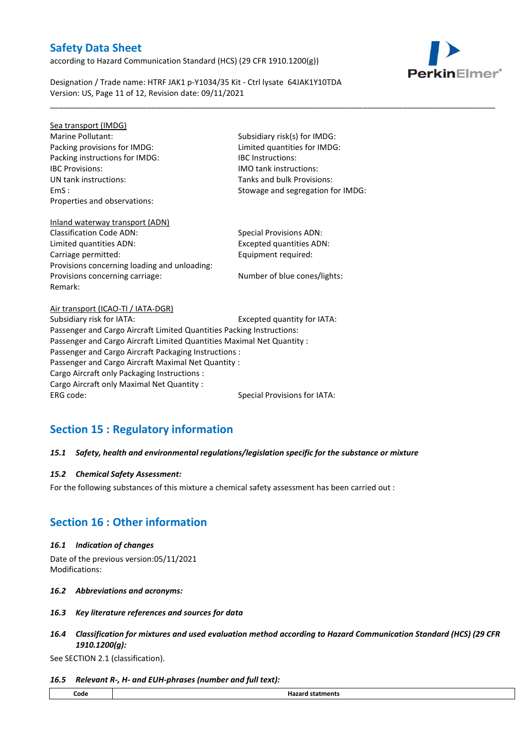Sea transport (IMDG)

Marine Pollutant:

Subsidiary risk(s) for IMDG:

Packing provisions for IMDG:

Limited quantities for IMDG:

Packing instructions for IMDG:

IBC Instructions:

IBC Provisions:

IMO tank instructions:

UN tank instructions:

Tanks and bulk Provisions:

EmS :

Stowage and segregation for IMDG:

Properties and observations:

Inland waterway transport (ADN)

Classification Code ADN:

Special Provisions ADN:

Limited quantities ADN:

Excepted quantities ADN:

Carriage permitted:

Equipment required:

Provisions concerning loading and unloading:

Provisions concerning carriage:

Number of blue cones/lights:

Remark:

Air transport (ICAO-TI / IATA-DGR)

Subsidiary risk for IATA:

Excepted quantity for IATA:

Passenger and Cargo Aircraft Limited Quantities Packing Instructions:

Passenger and Cargo Aircraft Limited Quantities Maximal Net Quantity :

Passenger and Cargo Aircraft Packaging Instructions :

Passenger and Cargo Aircraft Maximal Net Quantity :

Cargo Aircraft only Packaging Instructions :

Cargo Aircraft only Maximal Net Quantity :

ERG code:

Special Provisions for IATA:

## Section 15 : Regulatory information

### *15.1 Safety, health and environmental regulations/legislation specific for the substance or mixture*

### *15.2 Chemical Safety Assessment:*

For the following substances of this mixture a chemical safety assessment has been carried out :

## Section 16 : Other information

### *16.1 Indication of changes*

Date of the previous version:05/11/2021

Modifications:

### *16.2 Abbreviations and acronyms:*

### *16.3 Key literature references and sources for data*

### *16.4 Classification for mixtures and used evaluation method according to Hazard Communication Standard (HCS) (29 CFR 1910.1200(g):*

See SECTION 2.1 (classification).

### *16.5 Relevant R-, H- and EUH-phrases (number and full text):*

| Code | Hazard statments |
|---|---|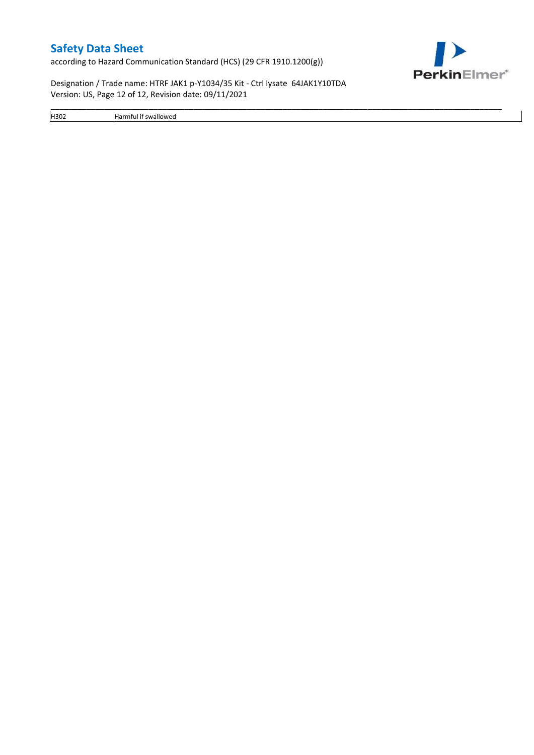| | |
|---|---|
| H302 | Harmful if swallowed |